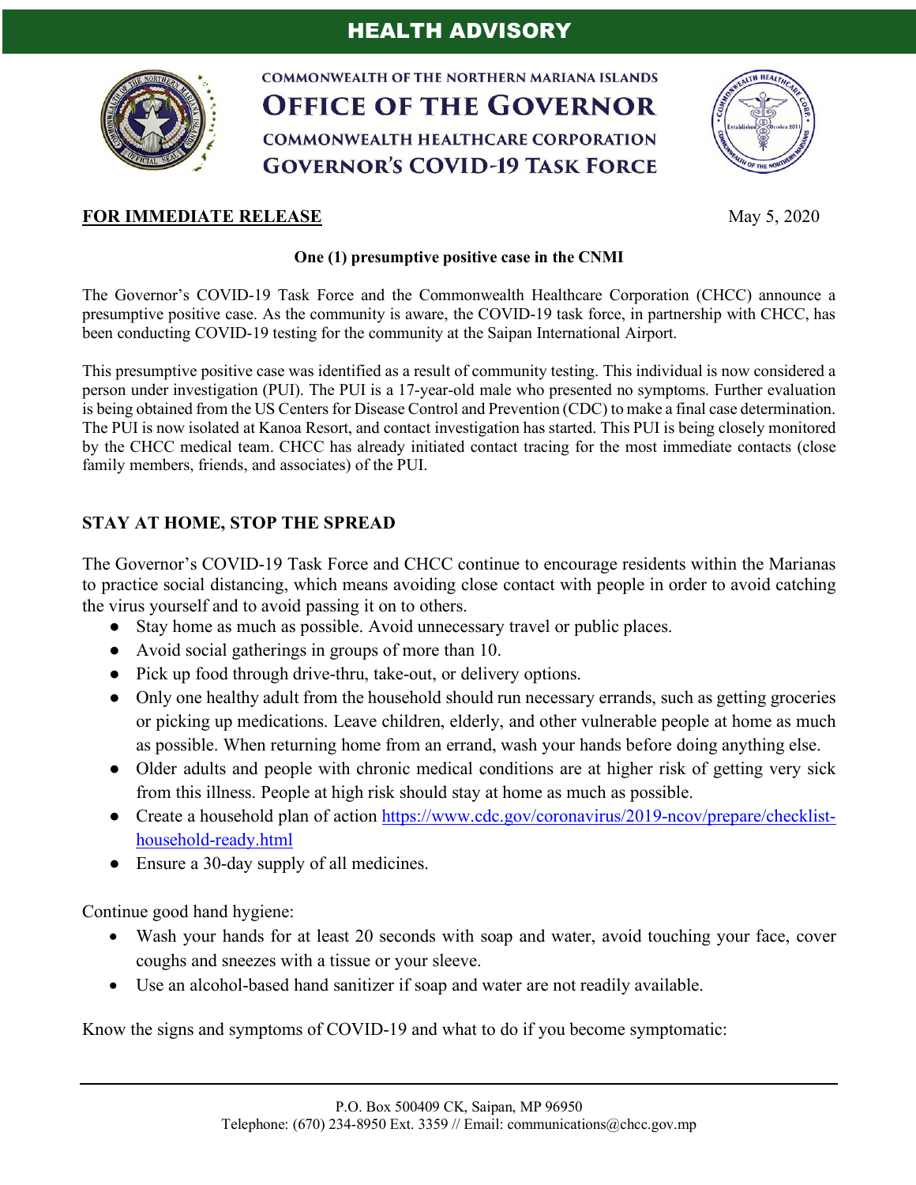**HEALTH ADVISORY**

COMMONWEALTH OF THE NORTHERN MARIANA ISLANDS
**OFFICE OF THE GOVERNOR**
COMMONWEALTH HEALTHCARE CORPORATION
**GOVERNOR'S COVID-19 TASK FORCE**

**FOR IMMEDIATE RELEASE** May 5, 2020

**One (1) presumptive positive case in the CNMI**

The Governor's COVID-19 Task Force and the Commonwealth Healthcare Corporation (CHCC) announce a presumptive positive case. As the community is aware, the COVID-19 task force, in partnership with CHCC, has been conducting COVID-19 testing for the community at the Saipan International Airport.

This presumptive positive case was identified as a result of community testing. This individual is now considered a person under investigation (PUI). The PUI is a 17-year-old male who presented no symptoms. Further evaluation is being obtained from the US Centers for Disease Control and Prevention (CDC) to make a final case determination. The PUI is now isolated at Kanoa Resort, and contact investigation has started. This PUI is being closely monitored by the CHCC medical team. CHCC has already initiated contact tracing for the most immediate contacts (close family members, friends, and associates) of the PUI.

## STAY AT HOME, STOP THE SPREAD

The Governor's COVID-19 Task Force and CHCC continue to encourage residents within the Marianas to practice social distancing, which means avoiding close contact with people in order to avoid catching the virus yourself and to avoid passing it on to others.

- Stay home as much as possible. Avoid unnecessary travel or public places.
- Avoid social gatherings in groups of more than 10.
- Pick up food through drive-thru, take-out, or delivery options.
- Only one healthy adult from the household should run necessary errands, such as getting groceries or picking up medications. Leave children, elderly, and other vulnerable people at home as much as possible. When returning home from an errand, wash your hands before doing anything else.
- Older adults and people with chronic medical conditions are at higher risk of getting very sick from this illness. People at high risk should stay at home as much as possible.
- Create a household plan of action https://www.cdc.gov/coronavirus/2019-ncov/prepare/checklist-household-ready.html
- Ensure a 30-day supply of all medicines.

Continue good hand hygiene:

- Wash your hands for at least 20 seconds with soap and water, avoid touching your face, cover coughs and sneezes with a tissue or your sleeve.
- Use an alcohol-based hand sanitizer if soap and water are not readily available.

Know the signs and symptoms of COVID-19 and what to do if you become symptomatic:

P.O. Box 500409 CK, Saipan, MP 96950
Telephone: (670) 234-8950 Ext. 3359 // Email: communications@chcc.gov.mp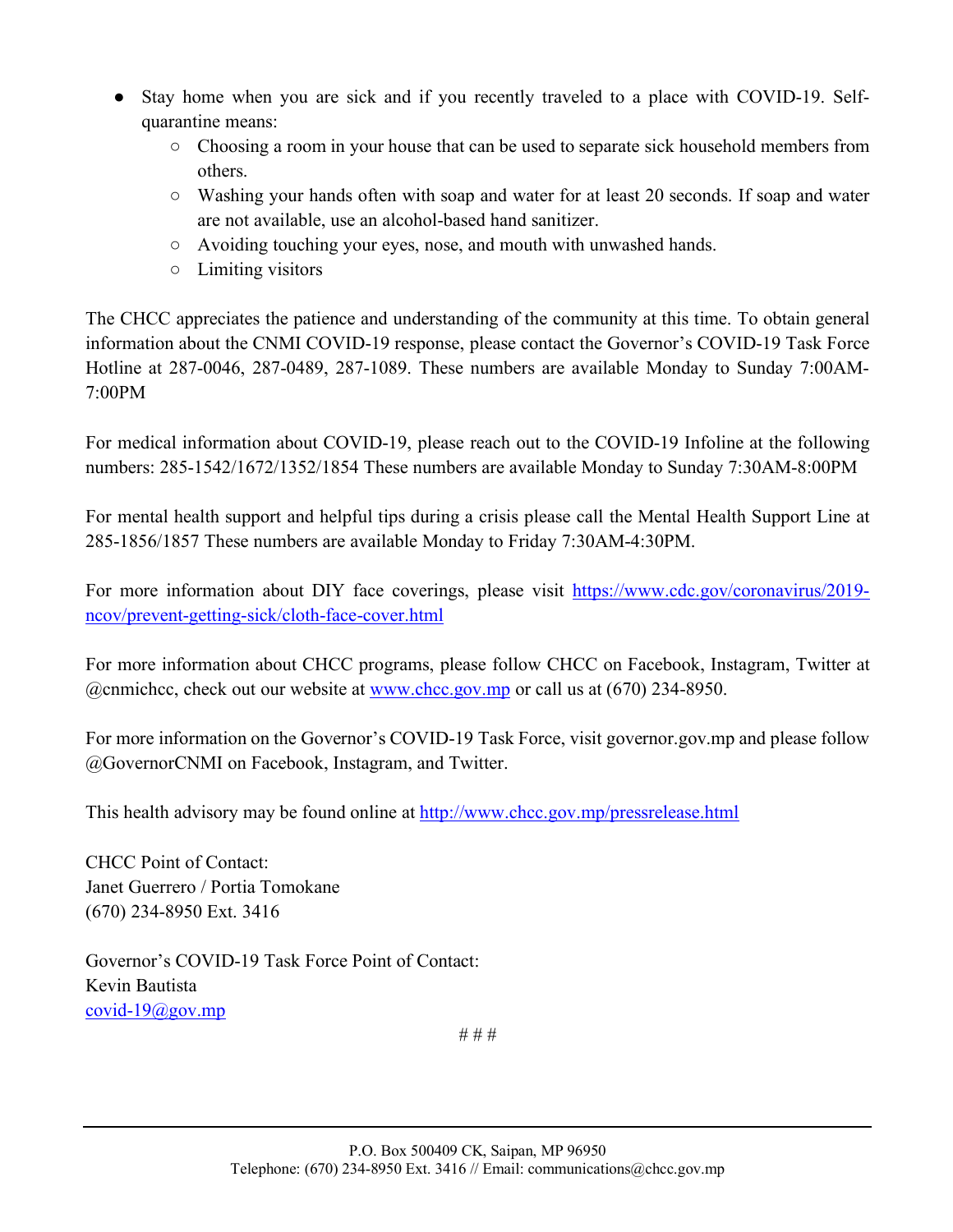- Stay home when you are sick and if you recently traveled to a place with COVID-19. Self-quarantine means:
  - Choosing a room in your house that can be used to separate sick household members from others.
  - Washing your hands often with soap and water for at least 20 seconds. If soap and water are not available, use an alcohol-based hand sanitizer.
  - Avoiding touching your eyes, nose, and mouth with unwashed hands.
  - Limiting visitors

The CHCC appreciates the patience and understanding of the community at this time. To obtain general information about the CNMI COVID-19 response, please contact the Governor's COVID-19 Task Force Hotline at 287-0046, 287-0489, 287-1089. These numbers are available Monday to Sunday 7:00AM-7:00PM

For medical information about COVID-19, please reach out to the COVID-19 Infoline at the following numbers: 285-1542/1672/1352/1854 These numbers are available Monday to Sunday 7:30AM-8:00PM

For mental health support and helpful tips during a crisis please call the Mental Health Support Line at 285-1856/1857 These numbers are available Monday to Friday 7:30AM-4:30PM.

For more information about DIY face coverings, please visit https://www.cdc.gov/coronavirus/2019-ncov/prevent-getting-sick/cloth-face-cover.html

For more information about CHCC programs, please follow CHCC on Facebook, Instagram, Twitter at @cnmichcc, check out our website at www.chcc.gov.mp or call us at (670) 234-8950.

For more information on the Governor's COVID-19 Task Force, visit governor.gov.mp and please follow @GovernorCNMI on Facebook, Instagram, and Twitter.

This health advisory may be found online at http://www.chcc.gov.mp/pressrelease.html

CHCC Point of Contact:
Janet Guerrero / Portia Tomokane
(670) 234-8950 Ext. 3416

Governor's COVID-19 Task Force Point of Contact:
Kevin Bautista
covid-19@gov.mp

# # #

P.O. Box 500409 CK, Saipan, MP 96950
Telephone: (670) 234-8950 Ext. 3416 // Email: communications@chcc.gov.mp